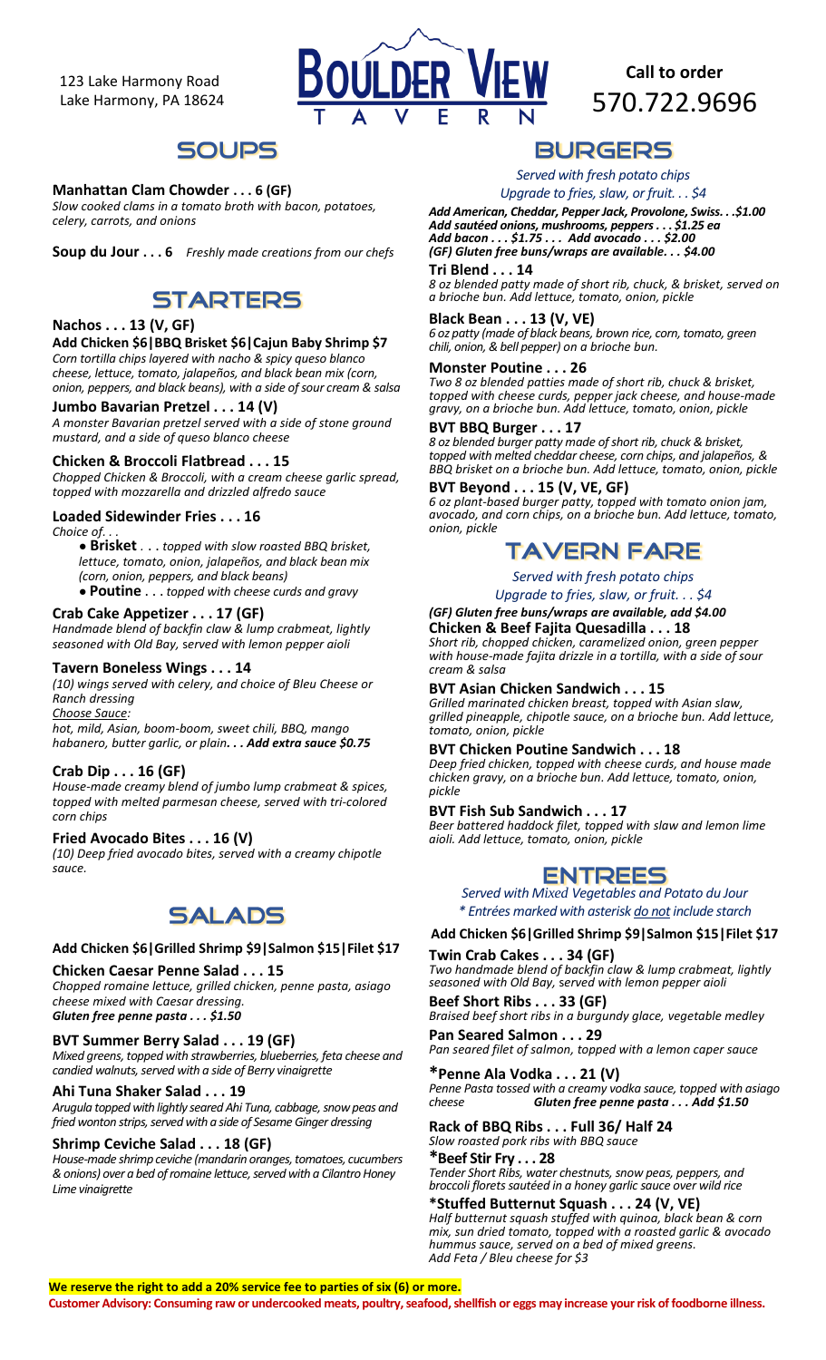123 Lake Harmony Road
Lake Harmony, PA 18624

# BOULDER VIEW TAVERN

**Call to order**
570.722.9696

## SOUPS

**Manhattan Clam Chowder . . . 6 (GF)**
*Slow cooked clams in a tomato broth with bacon, potatoes, celery, carrots, and onions*

**Soup du Jour . . . 6** *Freshly made creations from our chefs*

## STARTERS

**Nachos . . . 13 (V, GF)**
**Add Chicken $6|BBQ Brisket $6|Cajun Baby Shrimp $7**
*Corn tortilla chips layered with nacho & spicy queso blanco cheese, lettuce, tomato, jalapeños, and black bean mix (corn, onion, peppers, and black beans), with a side of sour cream & salsa*

**Jumbo Bavarian Pretzel . . . 14 (V)**
*A monster Bavarian pretzel served with a side of stone ground mustard, and a side of queso blanco cheese*

**Chicken & Broccoli Flatbread . . . 15**
*Chopped Chicken & Broccoli, with a cream cheese garlic spread, topped with mozzarella and drizzled alfredo sauce*

**Loaded Sidewinder Fries . . . 16**
*Choice of. . .*

- **Brisket** *. . . topped with slow roasted BBQ brisket, lettuce, tomato, onion, jalapeños, and black bean mix (corn, onion, peppers, and black beans)*
- **Poutine** *. . . topped with cheese curds and gravy*

**Crab Cake Appetizer . . . 17 (GF)**
*Handmade blend of backfin claw & lump crabmeat, lightly seasoned with Old Bay, served with lemon pepper aioli*

**Tavern Boneless Wings . . . 14**
*(10) wings served with celery, and choice of Bleu Cheese or Ranch dressing*
*Choose Sauce:*
*hot, mild, Asian, boom-boom, sweet chili, BBQ, mango habanero, butter garlic, or plain. . .* ***Add extra sauce $0.75***

**Crab Dip . . . 16 (GF)**
*House-made creamy blend of jumbo lump crabmeat & spices, topped with melted parmesan cheese, served with tri-colored corn chips*

**Fried Avocado Bites . . . 16 (V)**
*(10) Deep fried avocado bites, served with a creamy chipotle sauce.*

## SALADS

**Add Chicken $6|Grilled Shrimp $9|Salmon $15|Filet $17**

**Chicken Caesar Penne Salad . . . 15**
*Chopped romaine lettuce, grilled chicken, penne pasta, asiago cheese mixed with Caesar dressing.*
***Gluten free penne pasta . . . $1.50***

**BVT Summer Berry Salad . . . 19 (GF)**
*Mixed greens, topped with strawberries, blueberries, feta cheese and candied walnuts, served with a side of Berry vinaigrette*

**Ahi Tuna Shaker Salad . . . 19**
*Arugula topped with lightly seared Ahi Tuna, cabbage, snow peas and fried wonton strips, served with a side of Sesame Ginger dressing*

**Shrimp Ceviche Salad . . . 18 (GF)**
*House-made shrimp ceviche (mandarin oranges, tomatoes, cucumbers & onions) over a bed of romaine lettuce, served with a Cilantro Honey Lime vinaigrette*

## BURGERS

*Served with fresh potato chips*
*Upgrade to fries, slaw, or fruit. . . $4*

***Add American, Cheddar, Pepper Jack, Provolone, Swiss. . .$1.00***
***Add sautéed onions, mushrooms, peppers . . . $1.25 ea***
***Add bacon . . . $1.75 . . . Add avocado . . . $2.00***
***(GF) Gluten free buns/wraps are available. . . $4.00***

**Tri Blend . . . 14**
*8 oz blended patty made of short rib, chuck, & brisket, served on a brioche bun. Add lettuce, tomato, onion, pickle*

**Black Bean . . . 13 (V, VE)**
*6 oz patty (made of black beans, brown rice, corn, tomato, green chili, onion, & bell pepper) on a brioche bun.*

**Monster Poutine . . . 26**
*Two 8 oz blended patties made of short rib, chuck & brisket, topped with cheese curds, pepper jack cheese, and house-made gravy, on a brioche bun. Add lettuce, tomato, onion, pickle*

**BVT BBQ Burger . . . 17**
*8 oz blended burger patty made of short rib, chuck & brisket, topped with melted cheddar cheese, corn chips, and jalapeños, & BBQ brisket on a brioche bun. Add lettuce, tomato, onion, pickle*

**BVT Beyond . . . 15 (V, VE, GF)**
*6 oz plant-based burger patty, topped with tomato onion jam, avocado, and corn chips, on a brioche bun. Add lettuce, tomato, onion, pickle*

## TAVERN FARE

*Served with fresh potato chips*
*Upgrade to fries, slaw, or fruit. . . $4*

***(GF) Gluten free buns/wraps are available, add $4.00***

**Chicken & Beef Fajita Quesadilla . . . 18**
*Short rib, chopped chicken, caramelized onion, green pepper with house-made fajita drizzle in a tortilla, with a side of sour cream & salsa*

**BVT Asian Chicken Sandwich . . . 15**
*Grilled marinated chicken breast, topped with Asian slaw, grilled pineapple, chipotle sauce, on a brioche bun. Add lettuce, tomato, onion, pickle*

**BVT Chicken Poutine Sandwich . . . 18**
*Deep fried chicken, topped with cheese curds, and house made chicken gravy, on a brioche bun. Add lettuce, tomato, onion, pickle*

**BVT Fish Sub Sandwich . . . 17**
*Beer battered haddock filet, topped with slaw and lemon lime aioli. Add lettuce, tomato, onion, pickle*

## ENTREES

*Served with Mixed Vegetables and Potato du Jour*
*\* Entrées marked with asterisk do not include starch*

**Add Chicken $6|Grilled Shrimp $9|Salmon $15|Filet $17**

**Twin Crab Cakes . . . 34 (GF)**
*Two handmade blend of backfin claw & lump crabmeat, lightly seasoned with Old Bay, served with lemon pepper aioli*

**Beef Short Ribs . . . 33 (GF)**
*Braised beef short ribs in a burgundy glace, vegetable medley*

**Pan Seared Salmon . . . 29**
*Pan seared filet of salmon, topped with a lemon caper sauce*

**\*Penne Ala Vodka . . . 21 (V)**
*Penne Pasta tossed with a creamy vodka sauce, topped with asiago cheese* ***Gluten free penne pasta . . . Add $1.50***

**Rack of BBQ Ribs . . . Full 36/ Half 24**
*Slow roasted pork ribs with BBQ sauce*

**\*Beef Stir Fry . . . 28**
*Tender Short Ribs, water chestnuts, snow peas, peppers, and broccoli florets sautéed in a honey garlic sauce over wild rice*

**\*Stuffed Butternut Squash . . . 24 (V, VE)**
*Half butternut squash stuffed with quinoa, black bean & corn mix, sun dried tomato, topped with a roasted garlic & avocado hummus sauce, served on a bed of mixed greens.*
*Add Feta / Bleu cheese for $3*

**We reserve the right to add a 20% service fee to parties of six (6) or more.**

**Customer Advisory: Consuming raw or undercooked meats, poultry, seafood, shellfish or eggs may increase your risk of foodborne illness.**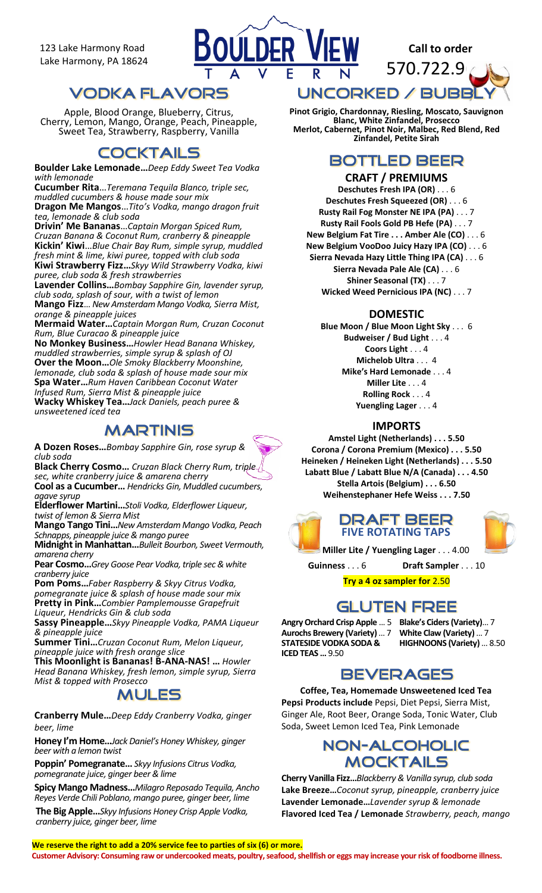123 Lake Harmony Road
Lake Harmony, PA 18624

# BOULDER VIEW TAVERN

**Call to order**
570.722.9

## VODKA FLAVORS

Apple, Blood Orange, Blueberry, Citrus, Cherry, Lemon, Mango, Orange, Peach, Pineapple, Sweet Tea, Strawberry, Raspberry, Vanilla

## COCKTAILS

**Boulder Lake Lemonade…***Deep Eddy Sweet Tea Vodka with lemonade*
**Cucumber Rita**…*Teremana Tequila Blanco, triple sec, muddled cucumbers & house made sour mix*
**Dragon Me Mangos**…*Tito's Vodka, mango dragon fruit tea, lemonade & club soda*
**Drivin' Me Bananas**…*Captain Morgan Spiced Rum, Cruzan Banana & Coconut Rum, cranberry & pineapple*
**Kickin' Kiwi**…*Blue Chair Bay Rum, simple syrup, muddled fresh mint & lime, kiwi puree, topped with club soda*
**Kiwi Strawberry Fizz…***Skyy Wild Strawberry Vodka, kiwi puree, club soda & fresh strawberries*
**Lavender Collins…***Bombay Sapphire Gin, lavender syrup, club soda, splash of sour, with a twist of lemon*
**Mango Fizz**… *New Amsterdam Mango Vodka, Sierra Mist, orange & pineapple juices*
**Mermaid Water…***Captain Morgan Rum, Cruzan Coconut Rum, Blue Curacao & pineapple juice*
**No Monkey Business…***Howler Head Banana Whiskey, muddled strawberries, simple syrup & splash of OJ*
**Over the Moon…***Ole Smoky Blackberry Moonshine, lemonade, club soda & splash of house made sour mix*
**Spa Water…***Rum Haven Caribbean Coconut Water Infused Rum, Sierra Mist & pineapple juice*
**Wacky Whiskey Tea…***Jack Daniels, peach puree & unsweetened iced tea*

## MARTINIS

**A Dozen Roses…***Bombay Sapphire Gin, rose syrup & club soda*
**Black Cherry Cosmo…** *Cruzan Black Cherry Rum, triple sec, white cranberry juice & amarena cherry*
**Cool as a Cucumber…** *Hendricks Gin, Muddled cucumbers, agave syrup*
**Elderflower Martini…***Stoli Vodka, Elderflower Liqueur, twist of lemon & Sierra Mist*
**Mango Tango Tini…***New Amsterdam Mango Vodka, Peach Schnapps, pineapple juice & mango puree*
**Midnight in Manhattan…***Bulleit Bourbon, Sweet Vermouth, amarena cherry*
**Pear Cosmo…***Grey Goose Pear Vodka, triple sec & white cranberry juice*
**Pom Poms…***Faber Raspberry & Skyy Citrus Vodka, pomegranate juice & splash of house made sour mix*
**Pretty in Pink…***Combier Pamplemousse Grapefruit Liqueur, Hendricks Gin & club soda*
**Sassy Pineapple…***Skyy Pineapple Vodka, PAMA Liqueur & pineapple juice*
**Summer Tini…***Cruzan Coconut Rum, Melon Liqueur, pineapple juice with fresh orange slice*
**This Moonlight is Bananas! B-ANA-NAS! …** *Howler Head Banana Whiskey, fresh lemon, simple syrup, Sierra Mist & topped with Prosecco*

## MULES

**Cranberry Mule…***Deep Eddy Cranberry Vodka, ginger beer, lime*

**Honey I'm Home…***Jack Daniel's Honey Whiskey, ginger beer with a lemon twist*

**Poppin' Pomegranate…** *Skyy Infusions Citrus Vodka, pomegranate juice, ginger beer & lime*

**Spicy Mango Madness…***Milagro Reposado Tequila, Ancho Reyes Verde Chili Poblano, mango puree, ginger beer, lime*

**The Big Apple…***Skyy Infusions Honey Crisp Apple Vodka, cranberry juice, ginger beer, lime*

## UNCORKED / BUBBLY

**Pinot Grigio, Chardonnay, Riesling, Moscato, Sauvignon Blanc, White Zinfandel, Prosecco**
**Merlot, Cabernet, Pinot Noir, Malbec, Red Blend, Red Zinfandel, Petite Sirah**

## BOTTLED BEER

### CRAFT / PREMIUMS

**Deschutes Fresh IPA (OR)** . . . 6
**Deschutes Fresh Squeezed (OR)** . . . 6
**Rusty Rail Fog Monster NE IPA (PA)** . . . 7
**Rusty Rail Fools Gold PB Hefe (PA)** . . . 7
**New Belgium Fat Tire . . . Amber Ale (CO)** . . . 6
**New Belgium VooDoo Juicy Hazy IPA (CO)** . . . 6
**Sierra Nevada Hazy Little Thing IPA (CA)** . . . 6
**Sierra Nevada Pale Ale (CA)** . . . 6
**Shiner Seasonal (TX)** . . . 7
**Wicked Weed Pernicious IPA (NC)** . . . 7

### DOMESTIC

**Blue Moon / Blue Moon Light Sky** . . . 6
**Budweiser / Bud Light** . . . 4
**Coors Light** . . . 4
**Michelob Ultra** . . . 4
**Mike's Hard Lemonade** . . . 4
**Miller Lite** . . . 4
**Rolling Rock** . . . 4
**Yuengling Lager** . . . 4

### IMPORTS

**Amstel Light (Netherlands) . . . 5.50**
**Corona / Corona Premium (Mexico) . . . 5.50**
**Heineken / Heineken Light (Netherlands) . . . 5.50**
**Labatt Blue / Labatt Blue N/A (Canada) . . . 4.50**
**Stella Artois (Belgium) . . . 6.50**
**Weihenstephaner Hefe Weiss . . . 7.50**

## DRAFT BEER

**FIVE ROTATING TAPS**

**Miller Lite / Yuengling Lager** . . . 4.00

**Guinness** . . . 6 **Draft Sampler** . . . 10

**Try a 4 oz sampler for** 2.50

## GLUTEN FREE

**Angry Orchard Crisp Apple** … 5
**Blake's Ciders (Variety)**… 7
**Aurochs Brewery (Variety)** … 7
**White Claw (Variety)** … 7
**STATESIDE VODKA SODA & ICED TEAS …** 9.50
**HIGHNOONS (Variety)** … 8.50

## BEVERAGES

**Coffee, Tea, Homemade Unsweetened Iced Tea**
**Pepsi Products include** Pepsi, Diet Pepsi, Sierra Mist, Ginger Ale, Root Beer, Orange Soda, Tonic Water, Club Soda, Sweet Lemon Iced Tea, Pink Lemonade

## NON-ALCOHOLIC MOCKTAILS

**Cherry Vanilla Fizz…***Blackberry & Vanilla syrup, club soda*
**Lake Breeze…***Coconut syrup, pineapple, cranberry juice*
**Lavender Lemonade…***Lavender syrup & lemonade*
**Flavored Iced Tea / Lemonade** *Strawberry, peach, mango*

**We reserve the right to add a 20% service fee to parties of six (6) or more.**
**Customer Advisory: Consuming raw or undercooked meats, poultry, seafood, shellfish or eggs may increase your risk of foodborne illness.**